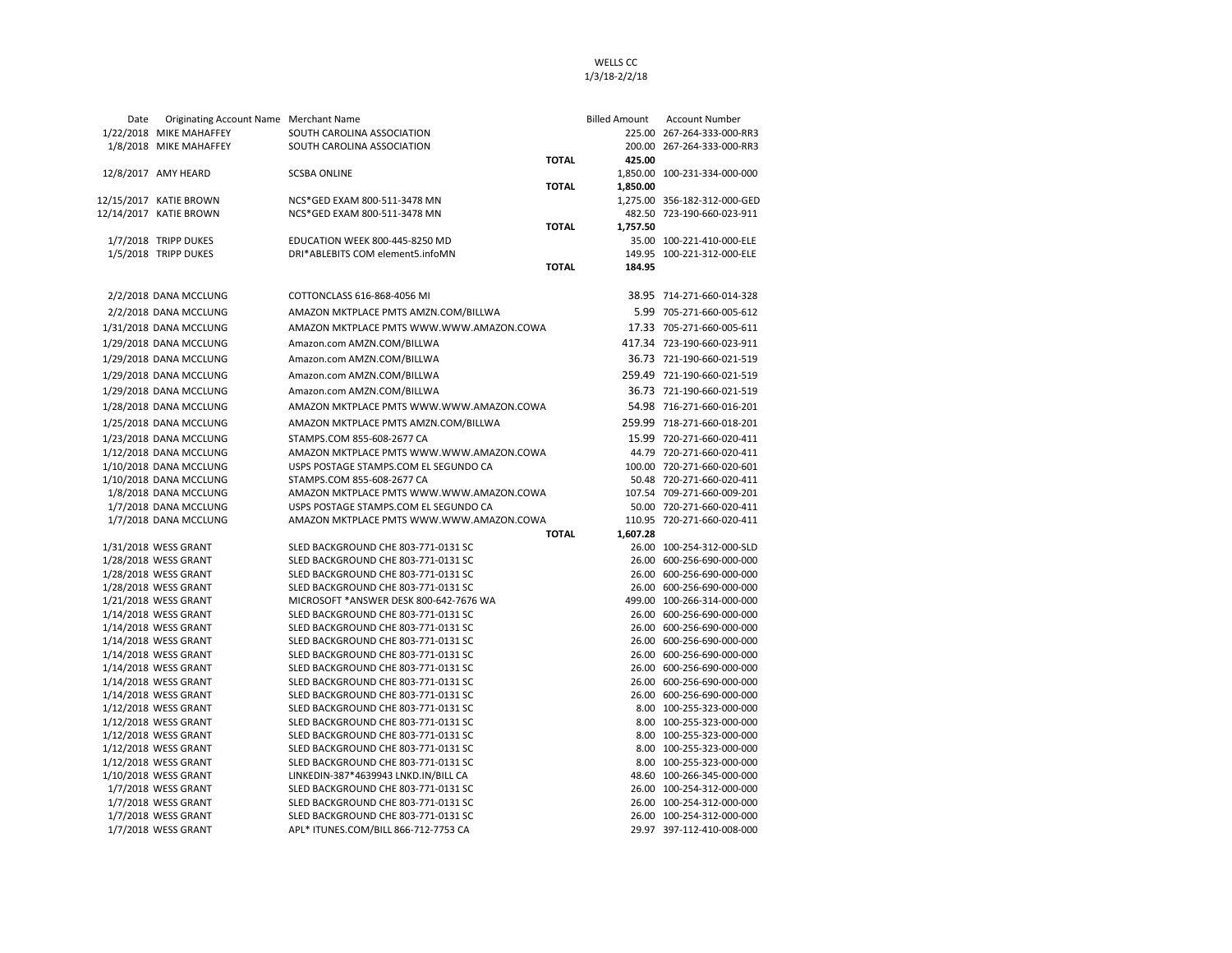WELLS CC
1/3/18-2/2/18

| Date | Originating Account Name | Merchant Name | | Billed Amount | Account Number |
|---|---|---|---|---|---|
| 1/22/2018 | MIKE MAHAFFEY | SOUTH CAROLINA ASSOCIATION | | 225.00 | 267-264-333-000-RR3 |
| 1/8/2018 | MIKE MAHAFFEY | SOUTH CAROLINA ASSOCIATION | | 200.00 | 267-264-333-000-RR3 |
| | | | **TOTAL** | **425.00** | |
| 12/8/2017 | AMY HEARD | SCSBA ONLINE | | 1,850.00 | 100-231-334-000-000 |
| | | | **TOTAL** | **1,850.00** | |
| 12/15/2017 | KATIE BROWN | NCS*GED EXAM 800-511-3478 MN | | 1,275.00 | 356-182-312-000-GED |
| 12/14/2017 | KATIE BROWN | NCS*GED EXAM 800-511-3478 MN | | 482.50 | 723-190-660-023-911 |
| | | | **TOTAL** | **1,757.50** | |
| 1/7/2018 | TRIPP DUKES | EDUCATION WEEK 800-445-8250 MD | | 35.00 | 100-221-410-000-ELE |
| 1/5/2018 | TRIPP DUKES | DRI*ABLEBITS COM element5.infoMN | | 149.95 | 100-221-312-000-ELE |
| | | | **TOTAL** | **184.95** | |
| 2/2/2018 | DANA MCCLUNG | COTTONCLASS 616-868-4056 MI | | 38.95 | 714-271-660-014-328 |
| 2/2/2018 | DANA MCCLUNG | AMAZON MKTPLACE PMTS AMZN.COM/BILLWA | | 5.99 | 705-271-660-005-612 |
| 1/31/2018 | DANA MCCLUNG | AMAZON MKTPLACE PMTS WWW.WWW.AMAZON.COWA | | 17.33 | 705-271-660-005-611 |
| 1/29/2018 | DANA MCCLUNG | Amazon.com AMZN.COM/BILLWA | | 417.34 | 723-190-660-023-911 |
| 1/29/2018 | DANA MCCLUNG | Amazon.com AMZN.COM/BILLWA | | 36.73 | 721-190-660-021-519 |
| 1/29/2018 | DANA MCCLUNG | Amazon.com AMZN.COM/BILLWA | | 259.49 | 721-190-660-021-519 |
| 1/29/2018 | DANA MCCLUNG | Amazon.com AMZN.COM/BILLWA | | 36.73 | 721-190-660-021-519 |
| 1/28/2018 | DANA MCCLUNG | AMAZON MKTPLACE PMTS WWW.WWW.AMAZON.COWA | | 54.98 | 716-271-660-016-201 |
| 1/25/2018 | DANA MCCLUNG | AMAZON MKTPLACE PMTS AMZN.COM/BILLWA | | 259.99 | 718-271-660-018-201 |
| 1/23/2018 | DANA MCCLUNG | STAMPS.COM 855-608-2677 CA | | 15.99 | 720-271-660-020-411 |
| 1/12/2018 | DANA MCCLUNG | AMAZON MKTPLACE PMTS WWW.WWW.AMAZON.COWA | | 44.79 | 720-271-660-020-411 |
| 1/10/2018 | DANA MCCLUNG | USPS POSTAGE STAMPS.COM EL SEGUNDO CA | | 100.00 | 720-271-660-020-601 |
| 1/10/2018 | DANA MCCLUNG | STAMPS.COM 855-608-2677 CA | | 50.48 | 720-271-660-020-411 |
| 1/8/2018 | DANA MCCLUNG | AMAZON MKTPLACE PMTS WWW.WWW.AMAZON.COWA | | 107.54 | 709-271-660-009-201 |
| 1/7/2018 | DANA MCCLUNG | USPS POSTAGE STAMPS.COM EL SEGUNDO CA | | 50.00 | 720-271-660-020-411 |
| 1/7/2018 | DANA MCCLUNG | AMAZON MKTPLACE PMTS WWW.WWW.AMAZON.COWA | | 110.95 | 720-271-660-020-411 |
| | | | **TOTAL** | **1,607.28** | |
| 1/31/2018 | WESS GRANT | SLED BACKGROUND CHE 803-771-0131 SC | | 26.00 | 100-254-312-000-SLD |
| 1/28/2018 | WESS GRANT | SLED BACKGROUND CHE 803-771-0131 SC | | 26.00 | 600-256-690-000-000 |
| 1/28/2018 | WESS GRANT | SLED BACKGROUND CHE 803-771-0131 SC | | 26.00 | 600-256-690-000-000 |
| 1/28/2018 | WESS GRANT | SLED BACKGROUND CHE 803-771-0131 SC | | 26.00 | 600-256-690-000-000 |
| 1/21/2018 | WESS GRANT | MICROSOFT *ANSWER DESK 800-642-7676 WA | | 499.00 | 100-266-314-000-000 |
| 1/14/2018 | WESS GRANT | SLED BACKGROUND CHE 803-771-0131 SC | | 26.00 | 600-256-690-000-000 |
| 1/14/2018 | WESS GRANT | SLED BACKGROUND CHE 803-771-0131 SC | | 26.00 | 600-256-690-000-000 |
| 1/14/2018 | WESS GRANT | SLED BACKGROUND CHE 803-771-0131 SC | | 26.00 | 600-256-690-000-000 |
| 1/14/2018 | WESS GRANT | SLED BACKGROUND CHE 803-771-0131 SC | | 26.00 | 600-256-690-000-000 |
| 1/14/2018 | WESS GRANT | SLED BACKGROUND CHE 803-771-0131 SC | | 26.00 | 600-256-690-000-000 |
| 1/14/2018 | WESS GRANT | SLED BACKGROUND CHE 803-771-0131 SC | | 26.00 | 600-256-690-000-000 |
| 1/14/2018 | WESS GRANT | SLED BACKGROUND CHE 803-771-0131 SC | | 26.00 | 600-256-690-000-000 |
| 1/12/2018 | WESS GRANT | SLED BACKGROUND CHE 803-771-0131 SC | | 8.00 | 100-255-323-000-000 |
| 1/12/2018 | WESS GRANT | SLED BACKGROUND CHE 803-771-0131 SC | | 8.00 | 100-255-323-000-000 |
| 1/12/2018 | WESS GRANT | SLED BACKGROUND CHE 803-771-0131 SC | | 8.00 | 100-255-323-000-000 |
| 1/12/2018 | WESS GRANT | SLED BACKGROUND CHE 803-771-0131 SC | | 8.00 | 100-255-323-000-000 |
| 1/12/2018 | WESS GRANT | SLED BACKGROUND CHE 803-771-0131 SC | | 8.00 | 100-255-323-000-000 |
| 1/10/2018 | WESS GRANT | LINKEDIN-387*4639943 LNKD.IN/BILL CA | | 48.60 | 100-266-345-000-000 |
| 1/7/2018 | WESS GRANT | SLED BACKGROUND CHE 803-771-0131 SC | | 26.00 | 100-254-312-000-000 |
| 1/7/2018 | WESS GRANT | SLED BACKGROUND CHE 803-771-0131 SC | | 26.00 | 100-254-312-000-000 |
| 1/7/2018 | WESS GRANT | SLED BACKGROUND CHE 803-771-0131 SC | | 26.00 | 100-254-312-000-000 |
| 1/7/2018 | WESS GRANT | APL* ITUNES.COM/BILL 866-712-7753 CA | | 29.97 | 397-112-410-008-000 |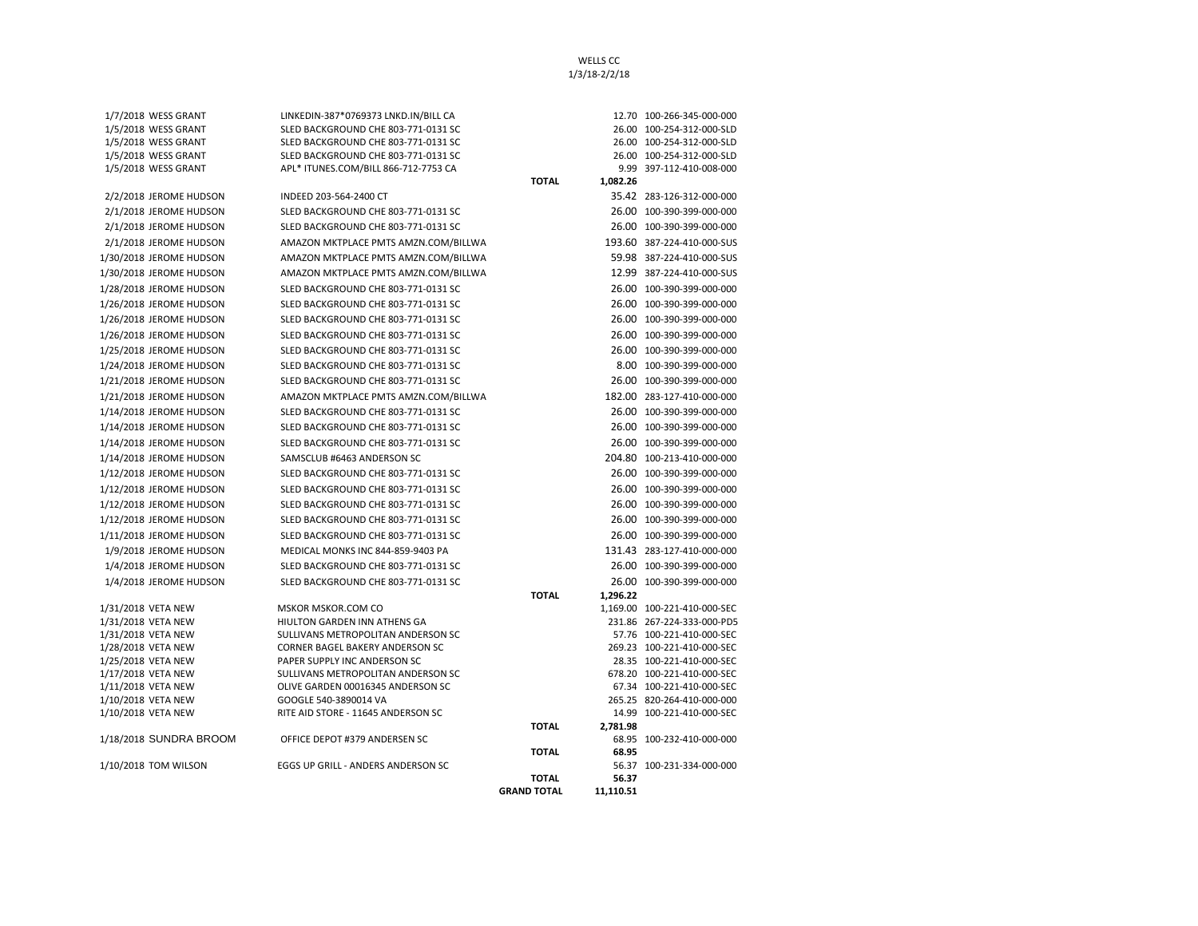WELLS CC
1/3/18-2/2/18

| | | | | |
|---|---|---|---|---|
| 1/7/2018 | WESS GRANT | LINKEDIN-387*0769373 LNKD.IN/BILL CA | 12.70 | 100-266-345-000-000 |
| 1/5/2018 | WESS GRANT | SLED BACKGROUND CHE 803-771-0131 SC | 26.00 | 100-254-312-000-SLD |
| 1/5/2018 | WESS GRANT | SLED BACKGROUND CHE 803-771-0131 SC | 26.00 | 100-254-312-000-SLD |
| 1/5/2018 | WESS GRANT | SLED BACKGROUND CHE 803-771-0131 SC | 26.00 | 100-254-312-000-SLD |
| 1/5/2018 | WESS GRANT | APL* ITUNES.COM/BILL 866-712-7753 CA | 9.99 | 397-112-410-008-000 |
| | | **TOTAL** | 1,082.26 | |
| 2/2/2018 | JEROME HUDSON | INDEED 203-564-2400 CT | 35.42 | 283-126-312-000-000 |
| 2/1/2018 | JEROME HUDSON | SLED BACKGROUND CHE 803-771-0131 SC | 26.00 | 100-390-399-000-000 |
| 2/1/2018 | JEROME HUDSON | SLED BACKGROUND CHE 803-771-0131 SC | 26.00 | 100-390-399-000-000 |
| 2/1/2018 | JEROME HUDSON | AMAZON MKTPLACE PMTS AMZN.COM/BILLWA | 193.60 | 387-224-410-000-SUS |
| 1/30/2018 | JEROME HUDSON | AMAZON MKTPLACE PMTS AMZN.COM/BILLWA | 59.98 | 387-224-410-000-SUS |
| 1/30/2018 | JEROME HUDSON | AMAZON MKTPLACE PMTS AMZN.COM/BILLWA | 12.99 | 387-224-410-000-SUS |
| 1/28/2018 | JEROME HUDSON | SLED BACKGROUND CHE 803-771-0131 SC | 26.00 | 100-390-399-000-000 |
| 1/26/2018 | JEROME HUDSON | SLED BACKGROUND CHE 803-771-0131 SC | 26.00 | 100-390-399-000-000 |
| 1/26/2018 | JEROME HUDSON | SLED BACKGROUND CHE 803-771-0131 SC | 26.00 | 100-390-399-000-000 |
| 1/26/2018 | JEROME HUDSON | SLED BACKGROUND CHE 803-771-0131 SC | 26.00 | 100-390-399-000-000 |
| 1/25/2018 | JEROME HUDSON | SLED BACKGROUND CHE 803-771-0131 SC | 26.00 | 100-390-399-000-000 |
| 1/24/2018 | JEROME HUDSON | SLED BACKGROUND CHE 803-771-0131 SC | 8.00 | 100-390-399-000-000 |
| 1/21/2018 | JEROME HUDSON | SLED BACKGROUND CHE 803-771-0131 SC | 26.00 | 100-390-399-000-000 |
| 1/21/2018 | JEROME HUDSON | AMAZON MKTPLACE PMTS AMZN.COM/BILLWA | 182.00 | 283-127-410-000-000 |
| 1/14/2018 | JEROME HUDSON | SLED BACKGROUND CHE 803-771-0131 SC | 26.00 | 100-390-399-000-000 |
| 1/14/2018 | JEROME HUDSON | SLED BACKGROUND CHE 803-771-0131 SC | 26.00 | 100-390-399-000-000 |
| 1/14/2018 | JEROME HUDSON | SLED BACKGROUND CHE 803-771-0131 SC | 26.00 | 100-390-399-000-000 |
| 1/14/2018 | JEROME HUDSON | SAMSCLUB #6463 ANDERSON SC | 204.80 | 100-213-410-000-000 |
| 1/12/2018 | JEROME HUDSON | SLED BACKGROUND CHE 803-771-0131 SC | 26.00 | 100-390-399-000-000 |
| 1/12/2018 | JEROME HUDSON | SLED BACKGROUND CHE 803-771-0131 SC | 26.00 | 100-390-399-000-000 |
| 1/12/2018 | JEROME HUDSON | SLED BACKGROUND CHE 803-771-0131 SC | 26.00 | 100-390-399-000-000 |
| 1/12/2018 | JEROME HUDSON | SLED BACKGROUND CHE 803-771-0131 SC | 26.00 | 100-390-399-000-000 |
| 1/11/2018 | JEROME HUDSON | SLED BACKGROUND CHE 803-771-0131 SC | 26.00 | 100-390-399-000-000 |
| 1/9/2018 | JEROME HUDSON | MEDICAL MONKS INC 844-859-9403 PA | 131.43 | 283-127-410-000-000 |
| 1/4/2018 | JEROME HUDSON | SLED BACKGROUND CHE 803-771-0131 SC | 26.00 | 100-390-399-000-000 |
| 1/4/2018 | JEROME HUDSON | SLED BACKGROUND CHE 803-771-0131 SC | 26.00 | 100-390-399-000-000 |
| | | **TOTAL** | 1,296.22 | |
| 1/31/2018 | VETA NEW | MSKOR MSKOR.COM CO | 1,169.00 | 100-221-410-000-SEC |
| 1/31/2018 | VETA NEW | HIULTON GARDEN INN ATHENS GA | 231.86 | 267-224-333-000-PD5 |
| 1/31/2018 | VETA NEW | SULLIVANS METROPOLITAN ANDERSON SC | 57.76 | 100-221-410-000-SEC |
| 1/28/2018 | VETA NEW | CORNER BAGEL BAKERY ANDERSON SC | 269.23 | 100-221-410-000-SEC |
| 1/25/2018 | VETA NEW | PAPER SUPPLY INC ANDERSON SC | 28.35 | 100-221-410-000-SEC |
| 1/17/2018 | VETA NEW | SULLIVANS METROPOLITAN ANDERSON SC | 678.20 | 100-221-410-000-SEC |
| 1/11/2018 | VETA NEW | OLIVE GARDEN 00016345 ANDERSON SC | 67.34 | 100-221-410-000-SEC |
| 1/10/2018 | VETA NEW | GOOGLE 540-3890014 VA | 265.25 | 820-264-410-000-000 |
| 1/10/2018 | VETA NEW | RITE AID STORE - 11645 ANDERSON SC | 14.99 | 100-221-410-000-SEC |
| | | **TOTAL** | 2,781.98 | |
| 1/18/2018 | SUNDRA BROOM | OFFICE DEPOT #379 ANDERSEN SC | 68.95 | 100-232-410-000-000 |
| | | **TOTAL** | 68.95 | |
| 1/10/2018 | TOM WILSON | EGGS UP GRILL - ANDERS ANDERSON SC | 56.37 | 100-231-334-000-000 |
| | | **TOTAL** | 56.37 | |
| | | **GRAND TOTAL** | 11,110.51 | |